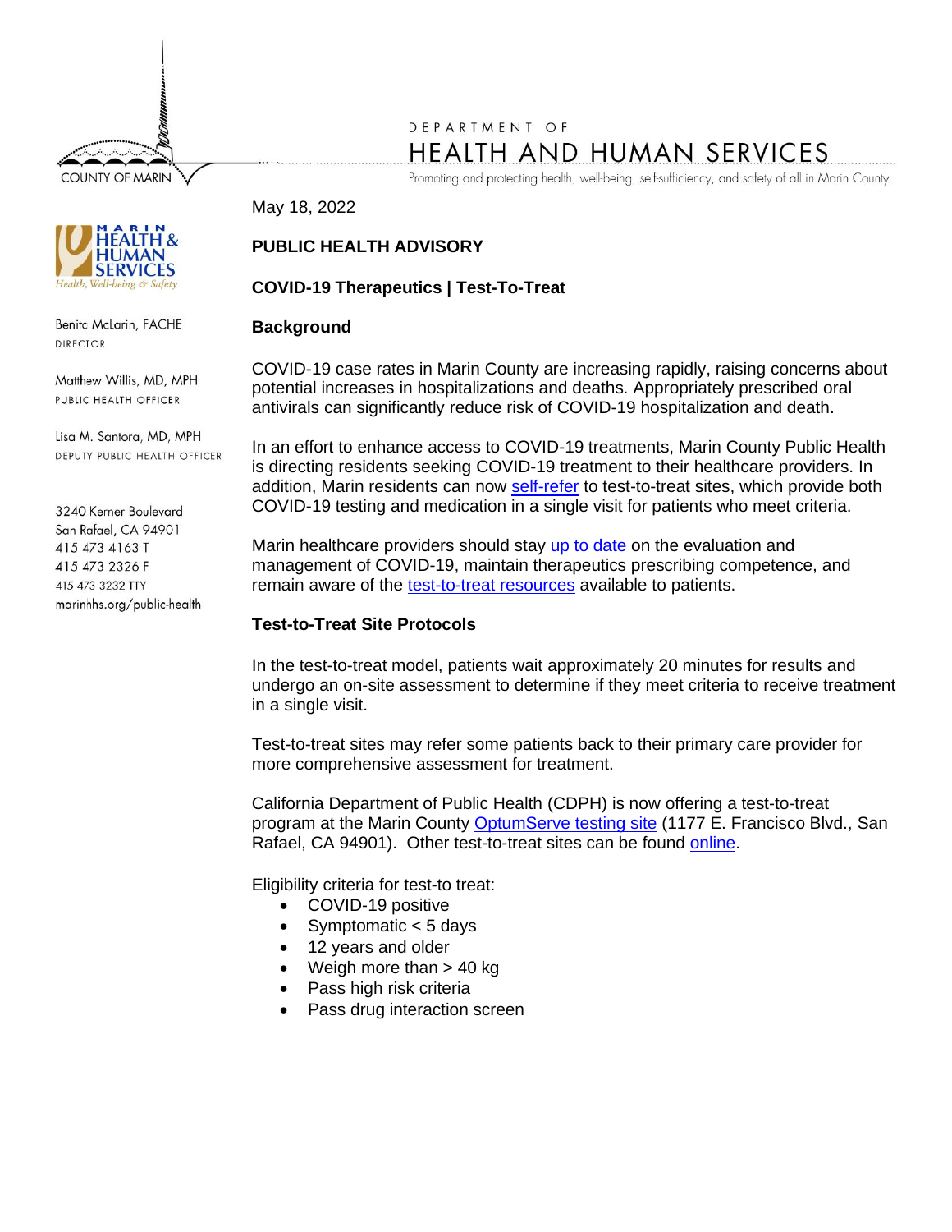COUNTY OF MARIN

DEPARTMENT OF

HEALTH AND HUMAN SERVICES

Promoting and protecting health, well-being, self-sufficiency, and safety of all in Marin County.

MARIN HEALTH & HUMAN SERVICES
*Health, Well-being & Safety*

Benita McLarin, FACHE
DIRECTOR

Matthew Willis, MD, MPH
PUBLIC HEALTH OFFICER

Lisa M. Santora, MD, MPH
DEPUTY PUBLIC HEALTH OFFICER

3240 Kerner Boulevard
San Rafael, CA 94901
415 473 4163 T
415 473 2326 F
415 473 3232 TTY
marinhhs.org/public-health

May 18, 2022

**PUBLIC HEALTH ADVISORY**

**COVID-19 Therapeutics | Test-To-Treat**

## Background

COVID-19 case rates in Marin County are increasing rapidly, raising concerns about potential increases in hospitalizations and deaths. Appropriately prescribed oral antivirals can significantly reduce risk of COVID-19 hospitalization and death.

In an effort to enhance access to COVID-19 treatments, Marin County Public Health is directing residents seeking COVID-19 treatment to their healthcare providers. In addition, Marin residents can now self-refer to test-to-treat sites, which provide both COVID-19 testing and medication in a single visit for patients who meet criteria.

Marin healthcare providers should stay up to date on the evaluation and management of COVID-19, maintain therapeutics prescribing competence, and remain aware of the test-to-treat resources available to patients.

## Test-to-Treat Site Protocols

In the test-to-treat model, patients wait approximately 20 minutes for results and undergo an on-site assessment to determine if they meet criteria to receive treatment in a single visit.

Test-to-treat sites may refer some patients back to their primary care provider for more comprehensive assessment for treatment.

California Department of Public Health (CDPH) is now offering a test-to-treat program at the Marin County OptumServe testing site (1177 E. Francisco Blvd., San Rafael, CA 94901). Other test-to-treat sites can be found online.

Eligibility criteria for test-to treat:

- COVID-19 positive
- Symptomatic < 5 days
- 12 years and older
- Weigh more than > 40 kg
- Pass high risk criteria
- Pass drug interaction screen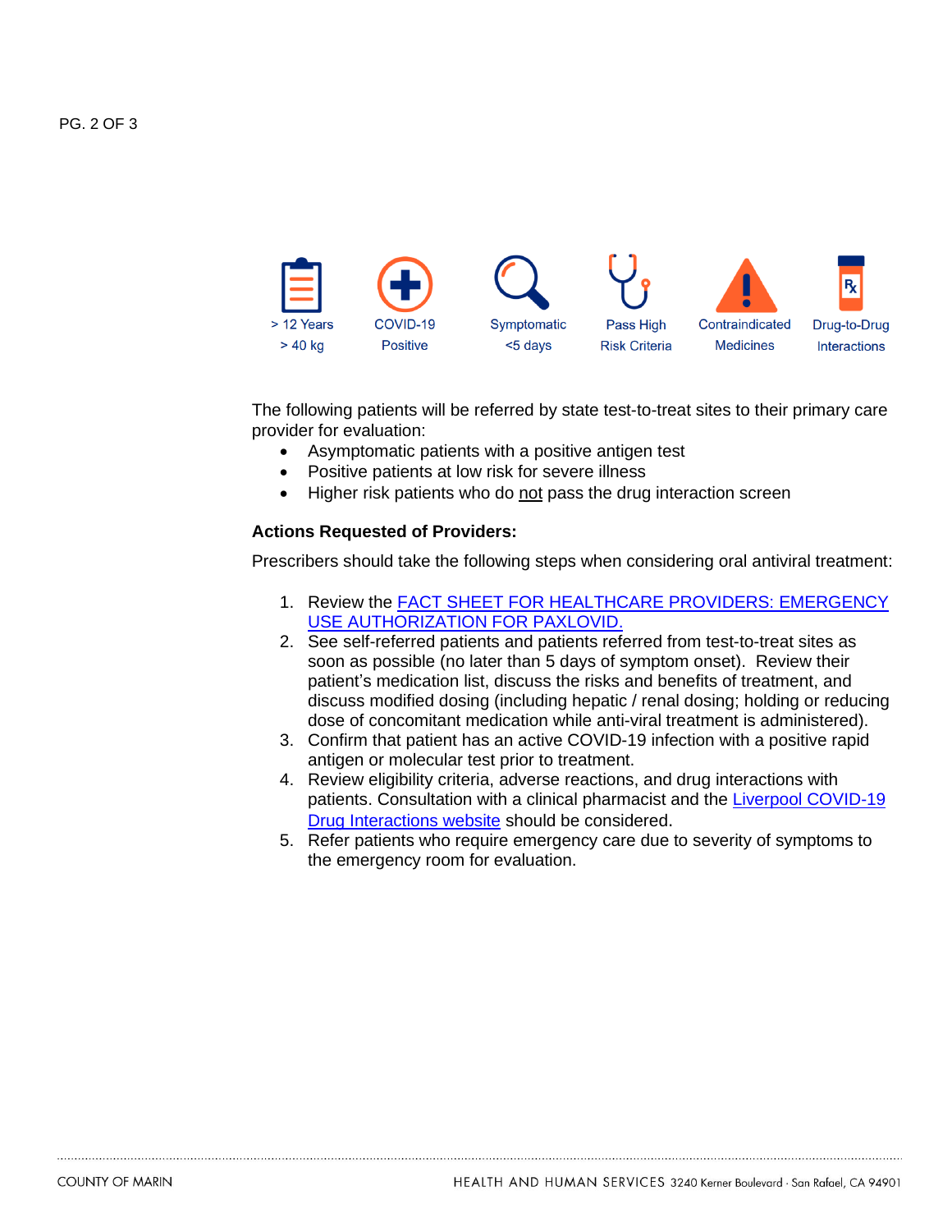> 12 Years > 40 kg | COVID-19 Positive | Symptomatic <5 days | Pass High Risk Criteria | Contraindicated Medicines | Drug-to-Drug Interactions

The following patients will be referred by state test-to-treat sites to their primary care provider for evaluation:

- Asymptomatic patients with a positive antigen test
- Positive patients at low risk for severe illness
- Higher risk patients who do not pass the drug interaction screen

**Actions Requested of Providers:**

Prescribers should take the following steps when considering oral antiviral treatment:

1. Review the [FACT SHEET FOR HEALTHCARE PROVIDERS: EMERGENCY USE AUTHORIZATION FOR PAXLOVID.]()
2. See self-referred patients and patients referred from test-to-treat sites as soon as possible (no later than 5 days of symptom onset). Review their patient's medication list, discuss the risks and benefits of treatment, and discuss modified dosing (including hepatic / renal dosing; holding or reducing dose of concomitant medication while anti-viral treatment is administered).
3. Confirm that patient has an active COVID-19 infection with a positive rapid antigen or molecular test prior to treatment.
4. Review eligibility criteria, adverse reactions, and drug interactions with patients. Consultation with a clinical pharmacist and the [Liverpool COVID-19 Drug Interactions website]() should be considered.
5. Refer patients who require emergency care due to severity of symptoms to the emergency room for evaluation.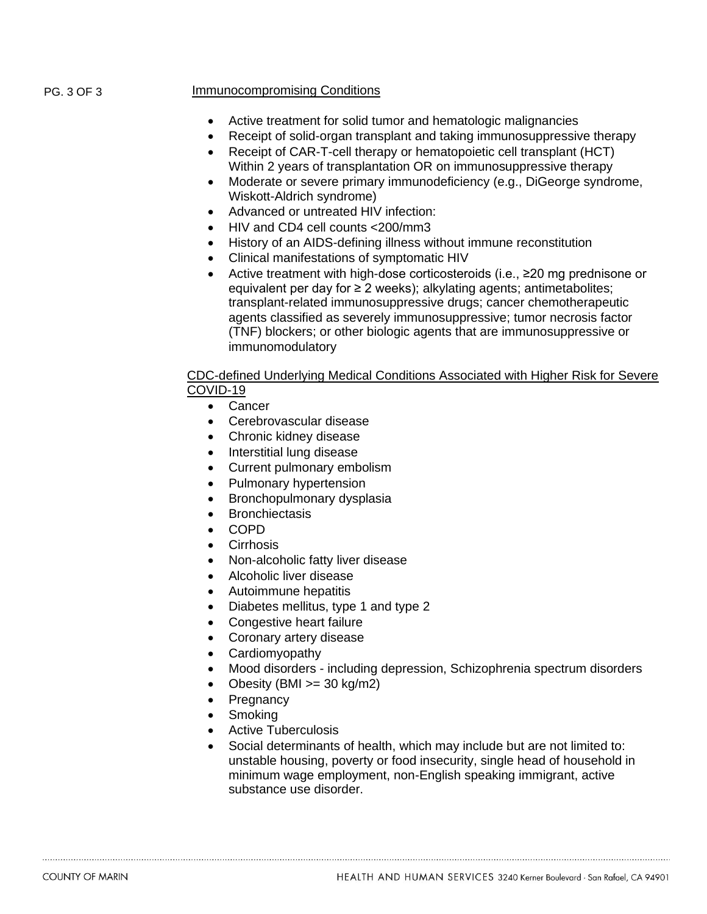Immunocompromising Conditions

- Active treatment for solid tumor and hematologic malignancies
- Receipt of solid-organ transplant and taking immunosuppressive therapy
- Receipt of CAR-T-cell therapy or hematopoietic cell transplant (HCT) Within 2 years of transplantation OR on immunosuppressive therapy
- Moderate or severe primary immunodeficiency (e.g., DiGeorge syndrome, Wiskott-Aldrich syndrome)
- Advanced or untreated HIV infection:
- HIV and CD4 cell counts <200/mm3
- History of an AIDS-defining illness without immune reconstitution
- Clinical manifestations of symptomatic HIV
- Active treatment with high-dose corticosteroids (i.e., ≥20 mg prednisone or equivalent per day for ≥ 2 weeks); alkylating agents; antimetabolites; transplant-related immunosuppressive drugs; cancer chemotherapeutic agents classified as severely immunosuppressive; tumor necrosis factor (TNF) blockers; or other biologic agents that are immunosuppressive or immunomodulatory

CDC-defined Underlying Medical Conditions Associated with Higher Risk for Severe COVID-19

- Cancer
- Cerebrovascular disease
- Chronic kidney disease
- Interstitial lung disease
- Current pulmonary embolism
- Pulmonary hypertension
- Bronchopulmonary dysplasia
- Bronchiectasis
- COPD
- Cirrhosis
- Non-alcoholic fatty liver disease
- Alcoholic liver disease
- Autoimmune hepatitis
- Diabetes mellitus, type 1 and type 2
- Congestive heart failure
- Coronary artery disease
- Cardiomyopathy
- Mood disorders - including depression, Schizophrenia spectrum disorders
- Obesity (BMI >= 30 kg/m2)
- Pregnancy
- Smoking
- Active Tuberculosis
- Social determinants of health, which may include but are not limited to: unstable housing, poverty or food insecurity, single head of household in minimum wage employment, non-English speaking immigrant, active substance use disorder.